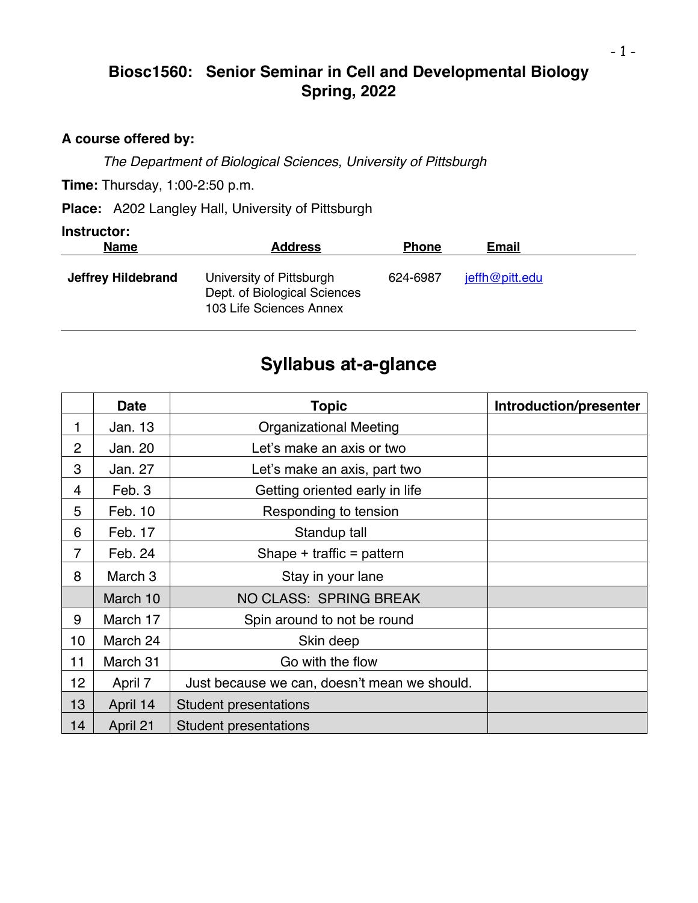# Biosc1560: Senior Seminar in Cell and Developmental Biology
# Spring, 2022

**A course offered by:**

*The Department of Biological Sciences, University of Pittsburgh*

**Time:** Thursday, 1:00-2:50 p.m.

**Place:** A202 Langley Hall, University of Pittsburgh

**Instructor:**

| Name | Address | Phone | Email |
|---|---|---|---|
| **Jeffrey Hildebrand** | University of Pittsburgh<br>Dept. of Biological Sciences<br>103 Life Sciences Annex | 624-6987 | jeffh@pitt.edu |

## Syllabus at-a-glance

| | Date | Topic | Introduction/presenter |
|---|---|---|---|
| 1 | Jan. 13 | Organizational Meeting | |
| 2 | Jan. 20 | Let's make an axis or two | |
| 3 | Jan. 27 | Let's make an axis, part two | |
| 4 | Feb. 3 | Getting oriented early in life | |
| 5 | Feb. 10 | Responding to tension | |
| 6 | Feb. 17 | Standup tall | |
| 7 | Feb. 24 | Shape + traffic = pattern | |
| 8 | March 3 | Stay in your lane | |
| | March 10 | NO CLASS: SPRING BREAK | |
| 9 | March 17 | Spin around to not be round | |
| 10 | March 24 | Skin deep | |
| 11 | March 31 | Go with the flow | |
| 12 | April 7 | Just because we can, doesn't mean we should. | |
| 13 | April 14 | Student presentations | |
| 14 | April 21 | Student presentations | |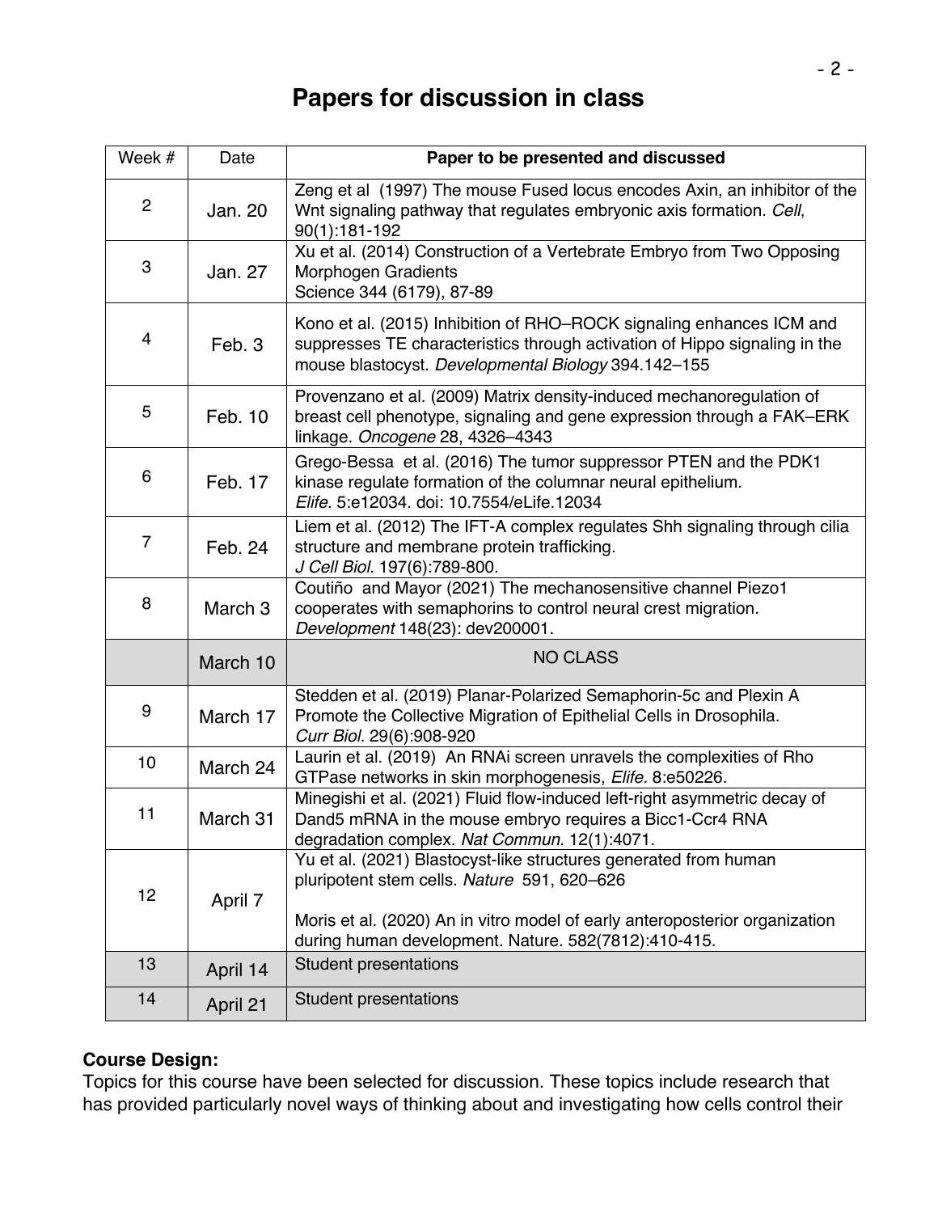# Papers for discussion in class

| Week # | Date | Paper to be presented and discussed |
|---|---|---|
| 2 | Jan. 20 | Zeng et al (1997) The mouse Fused locus encodes Axin, an inhibitor of the Wnt signaling pathway that regulates embryonic axis formation. *Cell*, 90(1):181-192 |
| 3 | Jan. 27 | Xu et al. (2014) Construction of a Vertebrate Embryo from Two Opposing Morphogen Gradients Science 344 (6179), 87-89 |
| 4 | Feb. 3 | Kono et al. (2015) Inhibition of RHO–ROCK signaling enhances ICM and suppresses TE characteristics through activation of Hippo signaling in the mouse blastocyst. *Developmental Biology* 394.142–155 |
| 5 | Feb. 10 | Provenzano et al. (2009) Matrix density-induced mechanoregulation of breast cell phenotype, signaling and gene expression through a FAK–ERK linkage. *Oncogene* 28, 4326–4343 |
| 6 | Feb. 17 | Grego-Bessa et al. (2016) The tumor suppressor PTEN and the PDK1 kinase regulate formation of the columnar neural epithelium. *Elife*. 5:e12034. doi: 10.7554/eLife.12034 |
| 7 | Feb. 24 | Liem et al. (2012) The IFT-A complex regulates Shh signaling through cilia structure and membrane protein trafficking. *J Cell Biol*. 197(6):789-800. |
| 8 | March 3 | Coutiño and Mayor (2021) The mechanosensitive channel Piezo1 cooperates with semaphorins to control neural crest migration. *Development* 148(23): dev200001. |
| | March 10 | NO CLASS |
| 9 | March 17 | Stedden et al. (2019) Planar-Polarized Semaphorin-5c and Plexin A Promote the Collective Migration of Epithelial Cells in Drosophila. *Curr Biol*. 29(6):908-920 |
| 10 | March 24 | Laurin et al. (2019) An RNAi screen unravels the complexities of Rho GTPase networks in skin morphogenesis, *Elife*. 8:e50226. |
| 11 | March 31 | Minegishi et al. (2021) Fluid flow-induced left-right asymmetric decay of Dand5 mRNA in the mouse embryo requires a Bicc1-Ccr4 RNA degradation complex. *Nat Commun*. 12(1):4071. |
| 12 | April 7 | Yu et al. (2021) Blastocyst-like structures generated from human pluripotent stem cells. *Nature* 591, 620–626<br><br>Moris et al. (2020) An in vitro model of early anteroposterior organization during human development. Nature. 582(7812):410-415. |
| 13 | April 14 | Student presentations |
| 14 | April 21 | Student presentations |

**Course Design:**
Topics for this course have been selected for discussion. These topics include research that has provided particularly novel ways of thinking about and investigating how cells control their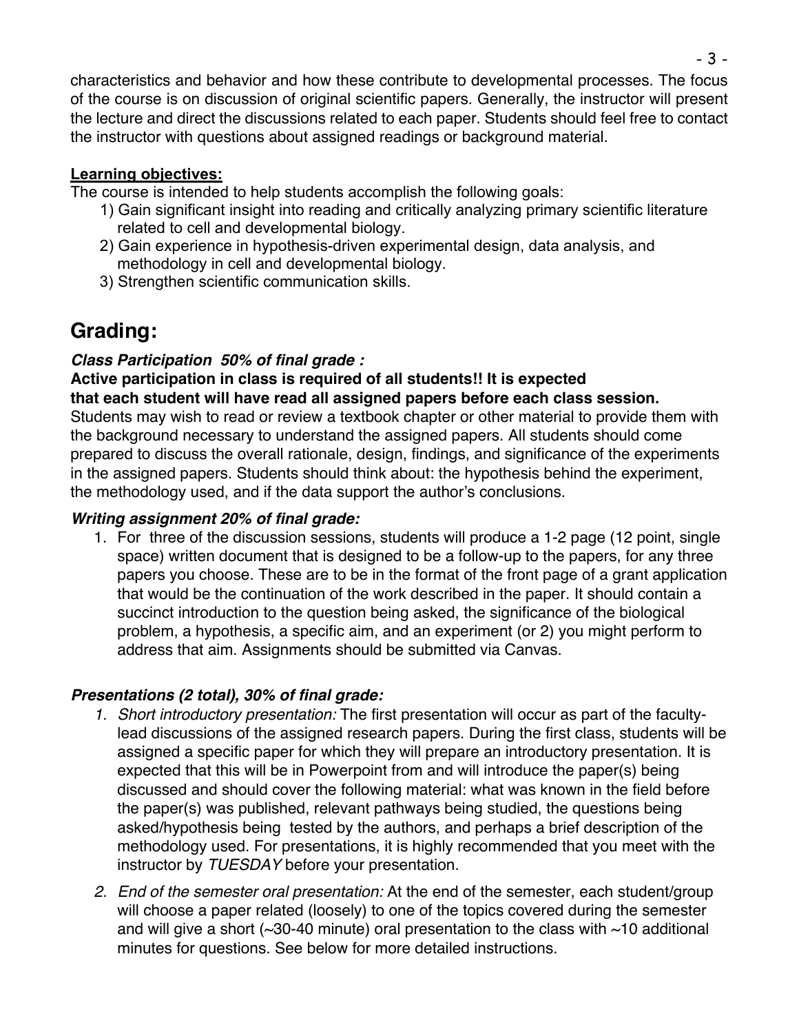characteristics and behavior and how these contribute to developmental processes. The focus of the course is on discussion of original scientific papers. Generally, the instructor will present the lecture and direct the discussions related to each paper. Students should feel free to contact the instructor with questions about assigned readings or background material.

**Learning objectives:**

The course is intended to help students accomplish the following goals:

1) Gain significant insight into reading and critically analyzing primary scientific literature related to cell and developmental biology.
2) Gain experience in hypothesis-driven experimental design, data analysis, and methodology in cell and developmental biology.
3) Strengthen scientific communication skills.

# Grading:

***Class Participation 50% of final grade :***

**Active participation in class is required of all students!! It is expected that each student will have read all assigned papers before each class session.** Students may wish to read or review a textbook chapter or other material to provide them with the background necessary to understand the assigned papers. All students should come prepared to discuss the overall rationale, design, findings, and significance of the experiments in the assigned papers. Students should think about: the hypothesis behind the experiment, the methodology used, and if the data support the author's conclusions.

***Writing assignment 20% of final grade:***

1. For three of the discussion sessions, students will produce a 1-2 page (12 point, single space) written document that is designed to be a follow-up to the papers, for any three papers you choose. These are to be in the format of the front page of a grant application that would be the continuation of the work described in the paper. It should contain a succinct introduction to the question being asked, the significance of the biological problem, a hypothesis, a specific aim, and an experiment (or 2) you might perform to address that aim. Assignments should be submitted via Canvas.

***Presentations (2 total), 30% of final grade:***

1. *Short introductory presentation:* The first presentation will occur as part of the faculty-lead discussions of the assigned research papers. During the first class, students will be assigned a specific paper for which they will prepare an introductory presentation. It is expected that this will be in Powerpoint from and will introduce the paper(s) being discussed and should cover the following material: what was known in the field before the paper(s) was published, relevant pathways being studied, the questions being asked/hypothesis being tested by the authors, and perhaps a brief description of the methodology used. For presentations, it is highly recommended that you meet with the instructor by *TUESDAY* before your presentation.
2. *End of the semester oral presentation:* At the end of the semester, each student/group will choose a paper related (loosely) to one of the topics covered during the semester and will give a short (~30-40 minute) oral presentation to the class with ~10 additional minutes for questions. See below for more detailed instructions.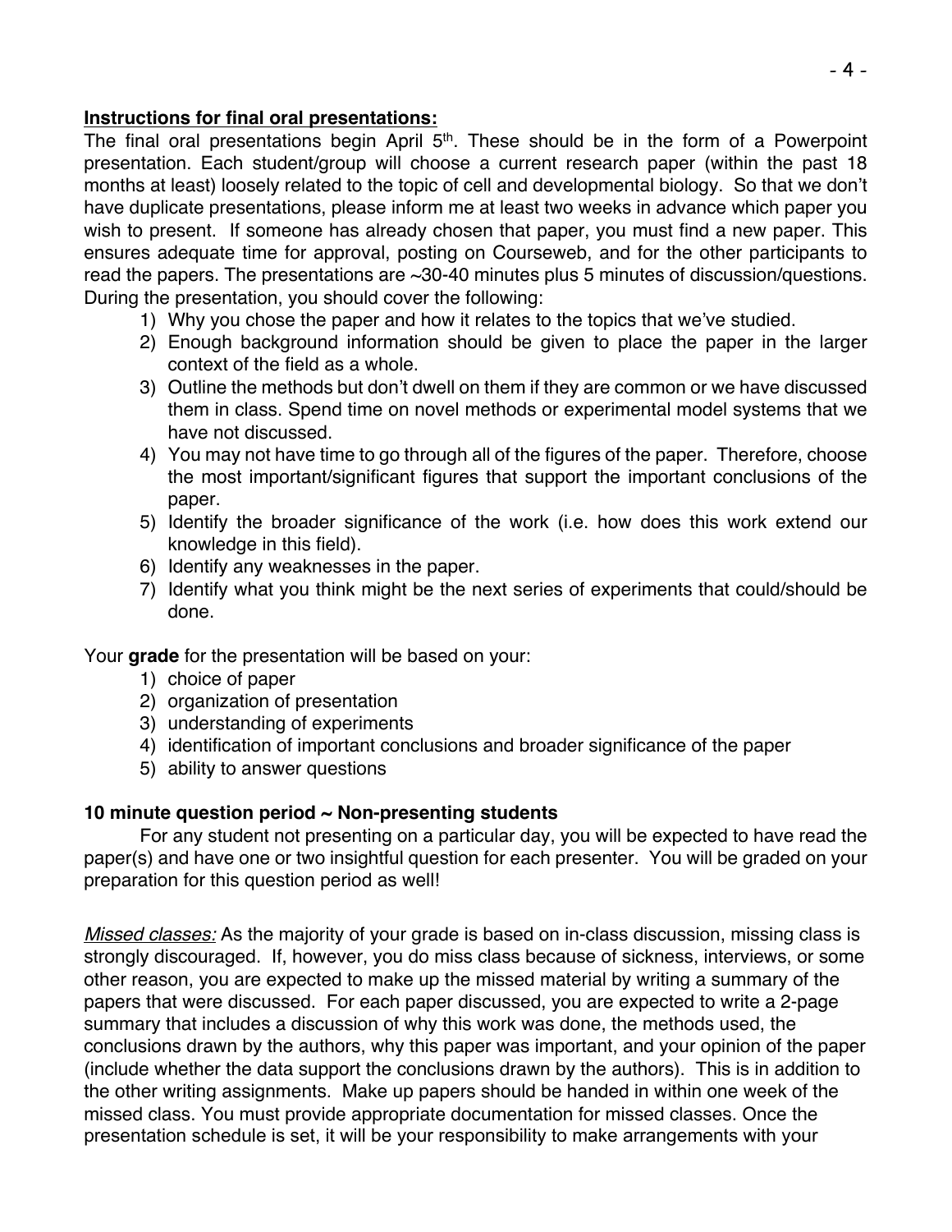**Instructions for final oral presentations:**

The final oral presentations begin April 5th. These should be in the form of a Powerpoint presentation. Each student/group will choose a current research paper (within the past 18 months at least) loosely related to the topic of cell and developmental biology. So that we don't have duplicate presentations, please inform me at least two weeks in advance which paper you wish to present. If someone has already chosen that paper, you must find a new paper. This ensures adequate time for approval, posting on Courseweb, and for the other participants to read the papers. The presentations are ~30-40 minutes plus 5 minutes of discussion/questions. During the presentation, you should cover the following:

1) Why you chose the paper and how it relates to the topics that we've studied.
2) Enough background information should be given to place the paper in the larger context of the field as a whole.
3) Outline the methods but don't dwell on them if they are common or we have discussed them in class. Spend time on novel methods or experimental model systems that we have not discussed.
4) You may not have time to go through all of the figures of the paper. Therefore, choose the most important/significant figures that support the important conclusions of the paper.
5) Identify the broader significance of the work (i.e. how does this work extend our knowledge in this field).
6) Identify any weaknesses in the paper.
7) Identify what you think might be the next series of experiments that could/should be done.

Your **grade** for the presentation will be based on your:

1) choice of paper
2) organization of presentation
3) understanding of experiments
4) identification of important conclusions and broader significance of the paper
5) ability to answer questions

**10 minute question period ~ Non-presenting students**

For any student not presenting on a particular day, you will be expected to have read the paper(s) and have one or two insightful question for each presenter. You will be graded on your preparation for this question period as well!

*Missed classes:* As the majority of your grade is based on in-class discussion, missing class is strongly discouraged. If, however, you do miss class because of sickness, interviews, or some other reason, you are expected to make up the missed material by writing a summary of the papers that were discussed. For each paper discussed, you are expected to write a 2-page summary that includes a discussion of why this work was done, the methods used, the conclusions drawn by the authors, why this paper was important, and your opinion of the paper (include whether the data support the conclusions drawn by the authors). This is in addition to the other writing assignments. Make up papers should be handed in within one week of the missed class. You must provide appropriate documentation for missed classes. Once the presentation schedule is set, it will be your responsibility to make arrangements with your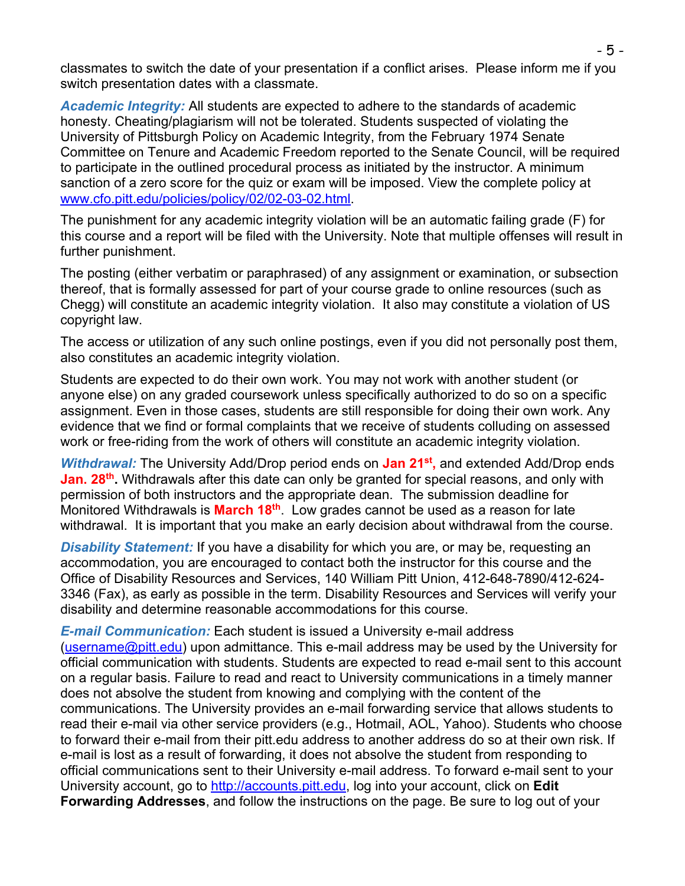classmates to switch the date of your presentation if a conflict arises. Please inform me if you switch presentation dates with a classmate.

***Academic Integrity:*** All students are expected to adhere to the standards of academic honesty. Cheating/plagiarism will not be tolerated. Students suspected of violating the University of Pittsburgh Policy on Academic Integrity, from the February 1974 Senate Committee on Tenure and Academic Freedom reported to the Senate Council, will be required to participate in the outlined procedural process as initiated by the instructor. A minimum sanction of a zero score for the quiz or exam will be imposed. View the complete policy at www.cfo.pitt.edu/policies/policy/02/02-03-02.html.

The punishment for any academic integrity violation will be an automatic failing grade (F) for this course and a report will be filed with the University. Note that multiple offenses will result in further punishment.

The posting (either verbatim or paraphrased) of any assignment or examination, or subsection thereof, that is formally assessed for part of your course grade to online resources (such as Chegg) will constitute an academic integrity violation. It also may constitute a violation of US copyright law.

The access or utilization of any such online postings, even if you did not personally post them, also constitutes an academic integrity violation.

Students are expected to do their own work. You may not work with another student (or anyone else) on any graded coursework unless specifically authorized to do so on a specific assignment. Even in those cases, students are still responsible for doing their own work. Any evidence that we find or formal complaints that we receive of students colluding on assessed work or free-riding from the work of others will constitute an academic integrity violation.

***Withdrawal:*** The University Add/Drop period ends on **Jan 21st,** and extended Add/Drop ends **Jan. 28th.** Withdrawals after this date can only be granted for special reasons, and only with permission of both instructors and the appropriate dean. The submission deadline for Monitored Withdrawals is **March 18th**. Low grades cannot be used as a reason for late withdrawal. It is important that you make an early decision about withdrawal from the course.

***Disability Statement:*** If you have a disability for which you are, or may be, requesting an accommodation, you are encouraged to contact both the instructor for this course and the Office of Disability Resources and Services, 140 William Pitt Union, 412-648-7890/412-624-3346 (Fax), as early as possible in the term. Disability Resources and Services will verify your disability and determine reasonable accommodations for this course.

***E-mail Communication:*** Each student is issued a University e-mail address (username@pitt.edu) upon admittance. This e-mail address may be used by the University for official communication with students. Students are expected to read e-mail sent to this account on a regular basis. Failure to read and react to University communications in a timely manner does not absolve the student from knowing and complying with the content of the communications. The University provides an e-mail forwarding service that allows students to read their e-mail via other service providers (e.g., Hotmail, AOL, Yahoo). Students who choose to forward their e-mail from their pitt.edu address to another address do so at their own risk. If e-mail is lost as a result of forwarding, it does not absolve the student from responding to official communications sent to their University e-mail address. To forward e-mail sent to your University account, go to http://accounts.pitt.edu, log into your account, click on **Edit Forwarding Addresses**, and follow the instructions on the page. Be sure to log out of your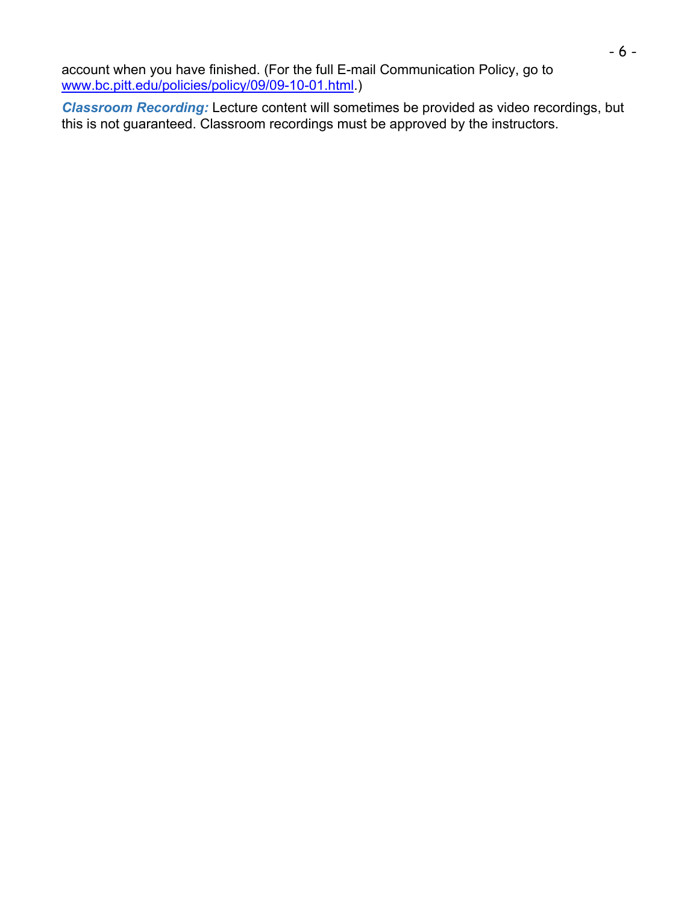account when you have finished. (For the full E-mail Communication Policy, go to [www.bc.pitt.edu/policies/policy/09/09-10-01.html](www.bc.pitt.edu/policies/policy/09/09-10-01.html).)

***Classroom Recording:*** Lecture content will sometimes be provided as video recordings, but this is not guaranteed. Classroom recordings must be approved by the instructors.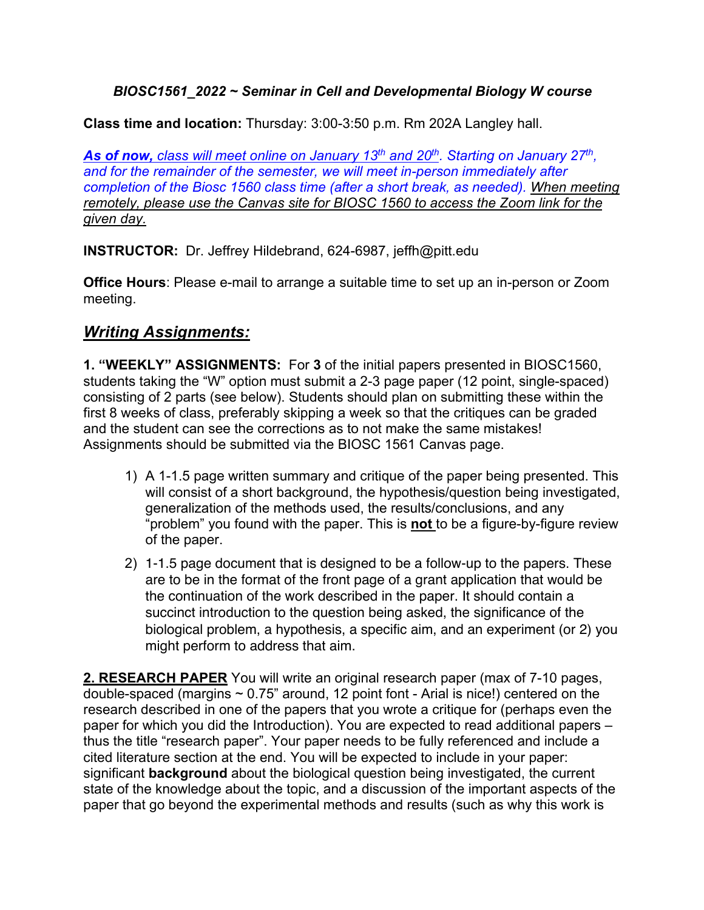### *BIOSC1561_2022 ~ Seminar in Cell and Developmental Biology W course*

**Class time and location:** Thursday: 3:00-3:50 p.m. Rm 202A Langley hall.

***As of now,*** *class will meet online on January 13th and 20th. Starting on January 27th, and for the remainder of the semester, we will meet in-person immediately after completion of the Biosc 1560 class time (after a short break, as needed).* When meeting remotely, please use the Canvas site for BIOSC 1560 to access the Zoom link for the given day.

**INSTRUCTOR:** Dr. Jeffrey Hildebrand, 624-6987, jeffh@pitt.edu

**Office Hours**: Please e-mail to arrange a suitable time to set up an in-person or Zoom meeting.

## *Writing Assignments:*

**1. "WEEKLY" ASSIGNMENTS:** For **3** of the initial papers presented in BIOSC1560, students taking the "W" option must submit a 2-3 page paper (12 point, single-spaced) consisting of 2 parts (see below). Students should plan on submitting these within the first 8 weeks of class, preferably skipping a week so that the critiques can be graded and the student can see the corrections as to not make the same mistakes! Assignments should be submitted via the BIOSC 1561 Canvas page.

1) A 1-1.5 page written summary and critique of the paper being presented. This will consist of a short background, the hypothesis/question being investigated, generalization of the methods used, the results/conclusions, and any "problem" you found with the paper. This is **not** to be a figure-by-figure review of the paper.
2) 1-1.5 page document that is designed to be a follow-up to the papers. These are to be in the format of the front page of a grant application that would be the continuation of the work described in the paper. It should contain a succinct introduction to the question being asked, the significance of the biological problem, a hypothesis, a specific aim, and an experiment (or 2) you might perform to address that aim.

**2. RESEARCH PAPER** You will write an original research paper (max of 7-10 pages, double-spaced (margins ~ 0.75" around, 12 point font - Arial is nice!) centered on the research described in one of the papers that you wrote a critique for (perhaps even the paper for which you did the Introduction). You are expected to read additional papers – thus the title "research paper". Your paper needs to be fully referenced and include a cited literature section at the end. You will be expected to include in your paper: significant **background** about the biological question being investigated, the current state of the knowledge about the topic, and a discussion of the important aspects of the paper that go beyond the experimental methods and results (such as why this work is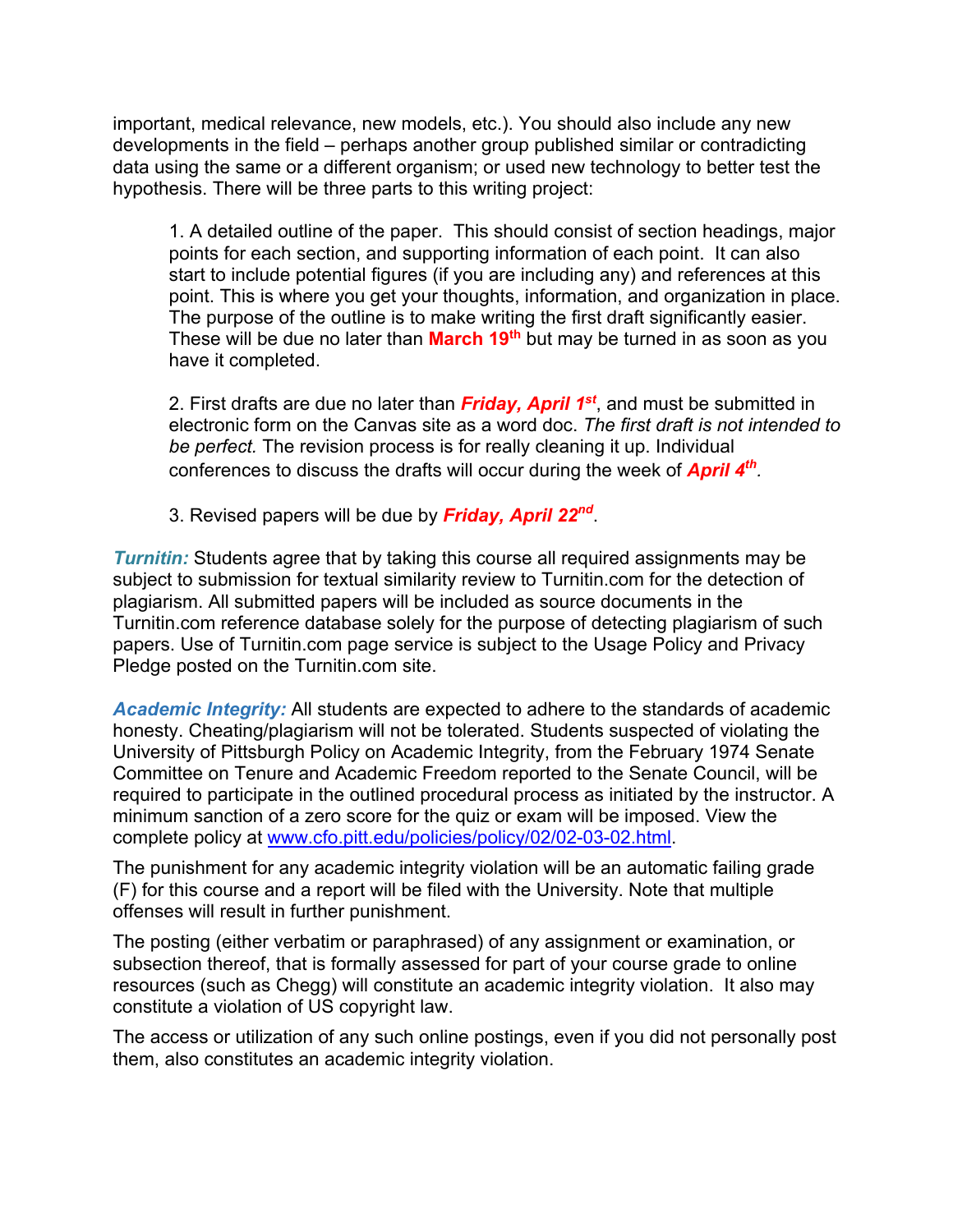important, medical relevance, new models, etc.). You should also include any new developments in the field – perhaps another group published similar or contradicting data using the same or a different organism; or used new technology to better test the hypothesis. There will be three parts to this writing project:

1. A detailed outline of the paper. This should consist of section headings, major points for each section, and supporting information of each point. It can also start to include potential figures (if you are including any) and references at this point. This is where you get your thoughts, information, and organization in place. The purpose of the outline is to make writing the first draft significantly easier. These will be due no later than **March 19th** but may be turned in as soon as you have it completed.

2. First drafts are due no later than ***Friday, April 1st***, and must be submitted in electronic form on the Canvas site as a word doc. *The first draft is not intended to be perfect.* The revision process is for really cleaning it up. Individual conferences to discuss the drafts will occur during the week of ***April 4th***.

3. Revised papers will be due by ***Friday, April 22nd***.

***Turnitin:*** Students agree that by taking this course all required assignments may be subject to submission for textual similarity review to Turnitin.com for the detection of plagiarism. All submitted papers will be included as source documents in the Turnitin.com reference database solely for the purpose of detecting plagiarism of such papers. Use of Turnitin.com page service is subject to the Usage Policy and Privacy Pledge posted on the Turnitin.com site.

***Academic Integrity:*** All students are expected to adhere to the standards of academic honesty. Cheating/plagiarism will not be tolerated. Students suspected of violating the University of Pittsburgh Policy on Academic Integrity, from the February 1974 Senate Committee on Tenure and Academic Freedom reported to the Senate Council, will be required to participate in the outlined procedural process as initiated by the instructor. A minimum sanction of a zero score for the quiz or exam will be imposed. View the complete policy at [www.cfo.pitt.edu/policies/policy/02/02-03-02.html](www.cfo.pitt.edu/policies/policy/02/02-03-02.html).

The punishment for any academic integrity violation will be an automatic failing grade (F) for this course and a report will be filed with the University. Note that multiple offenses will result in further punishment.

The posting (either verbatim or paraphrased) of any assignment or examination, or subsection thereof, that is formally assessed for part of your course grade to online resources (such as Chegg) will constitute an academic integrity violation. It also may constitute a violation of US copyright law.

The access or utilization of any such online postings, even if you did not personally post them, also constitutes an academic integrity violation.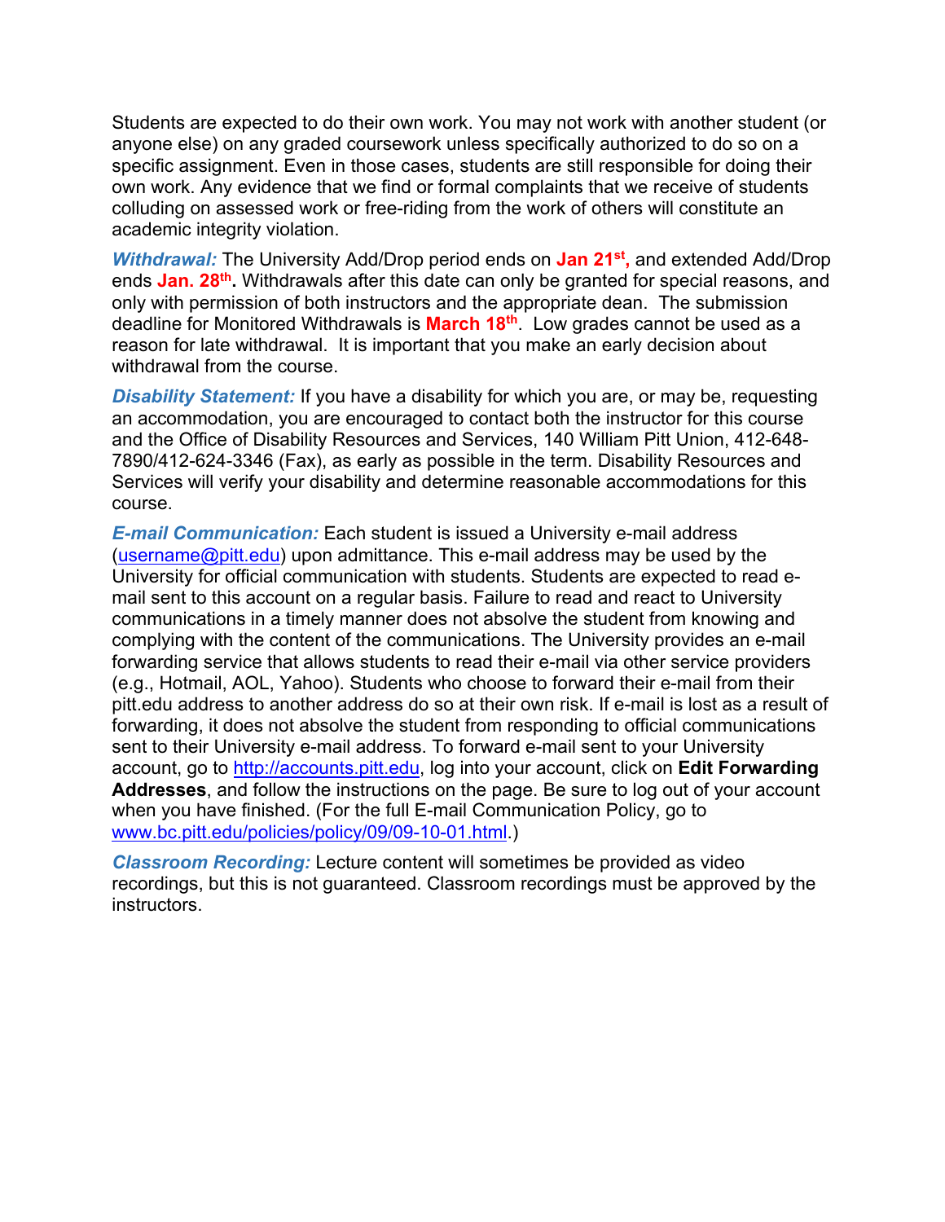Students are expected to do their own work. You may not work with another student (or anyone else) on any graded coursework unless specifically authorized to do so on a specific assignment. Even in those cases, students are still responsible for doing their own work. Any evidence that we find or formal complaints that we receive of students colluding on assessed work or free-riding from the work of others will constitute an academic integrity violation.

***Withdrawal:*** The University Add/Drop period ends on **Jan 21st,** and extended Add/Drop ends **Jan. 28th.** Withdrawals after this date can only be granted for special reasons, and only with permission of both instructors and the appropriate dean. The submission deadline for Monitored Withdrawals is **March 18th**. Low grades cannot be used as a reason for late withdrawal. It is important that you make an early decision about withdrawal from the course.

***Disability Statement:*** If you have a disability for which you are, or may be, requesting an accommodation, you are encouraged to contact both the instructor for this course and the Office of Disability Resources and Services, 140 William Pitt Union, 412-648-7890/412-624-3346 (Fax), as early as possible in the term. Disability Resources and Services will verify your disability and determine reasonable accommodations for this course.

***E-mail Communication:*** Each student is issued a University e-mail address (username@pitt.edu) upon admittance. This e-mail address may be used by the University for official communication with students. Students are expected to read e-mail sent to this account on a regular basis. Failure to read and react to University communications in a timely manner does not absolve the student from knowing and complying with the content of the communications. The University provides an e-mail forwarding service that allows students to read their e-mail via other service providers (e.g., Hotmail, AOL, Yahoo). Students who choose to forward their e-mail from their pitt.edu address to another address do so at their own risk. If e-mail is lost as a result of forwarding, it does not absolve the student from responding to official communications sent to their University e-mail address. To forward e-mail sent to your University account, go to http://accounts.pitt.edu, log into your account, click on **Edit Forwarding Addresses**, and follow the instructions on the page. Be sure to log out of your account when you have finished. (For the full E-mail Communication Policy, go to www.bc.pitt.edu/policies/policy/09/09-10-01.html.)

***Classroom Recording:*** Lecture content will sometimes be provided as video recordings, but this is not guaranteed. Classroom recordings must be approved by the instructors.